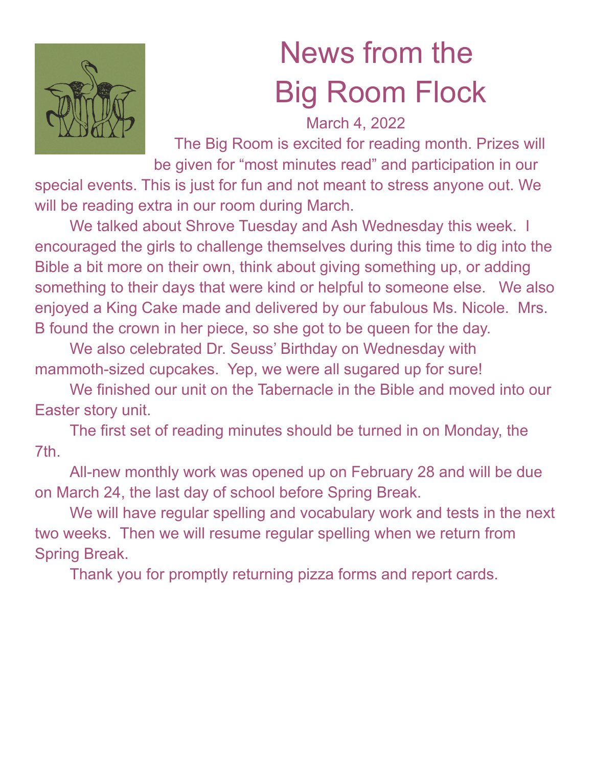# News from the Big Room Flock

March 4, 2022

The Big Room is excited for reading month. Prizes will be given for "most minutes read" and participation in our special events. This is just for fun and not meant to stress anyone out. We will be reading extra in our room during March.

We talked about Shrove Tuesday and Ash Wednesday this week. I encouraged the girls to challenge themselves during this time to dig into the Bible a bit more on their own, think about giving something up, or adding something to their days that were kind or helpful to someone else. We also enjoyed a King Cake made and delivered by our fabulous Ms. Nicole. Mrs. B found the crown in her piece, so she got to be queen for the day.

We also celebrated Dr. Seuss' Birthday on Wednesday with mammoth-sized cupcakes. Yep, we were all sugared up for sure!

We finished our unit on the Tabernacle in the Bible and moved into our Easter story unit.

The first set of reading minutes should be turned in on Monday, the 7th.

All-new monthly work was opened up on February 28 and will be due on March 24, the last day of school before Spring Break.

We will have regular spelling and vocabulary work and tests in the next two weeks. Then we will resume regular spelling when we return from Spring Break.

Thank you for promptly returning pizza forms and report cards.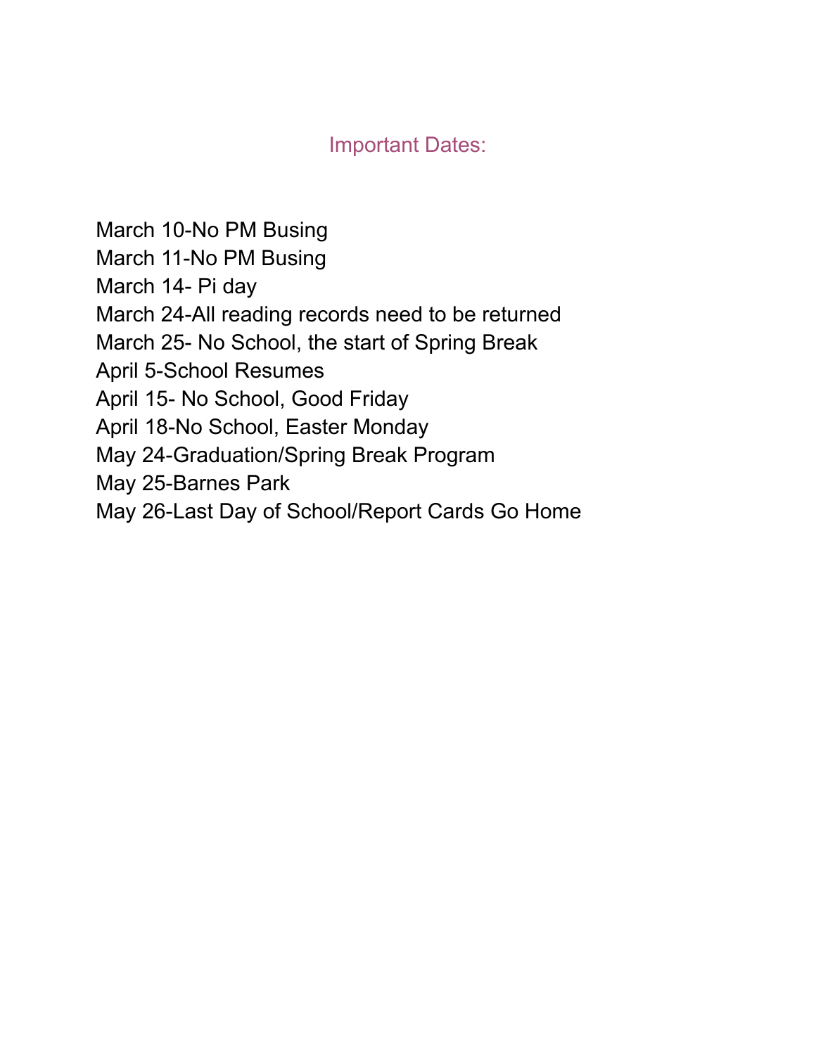## Important Dates:

March 10-No PM Busing
March 11-No PM Busing
March 14- Pi day
March 24-All reading records need to be returned
March 25- No School, the start of Spring Break
April 5-School Resumes
April 15- No School, Good Friday
April 18-No School, Easter Monday
May 24-Graduation/Spring Break Program
May 25-Barnes Park
May 26-Last Day of School/Report Cards Go Home